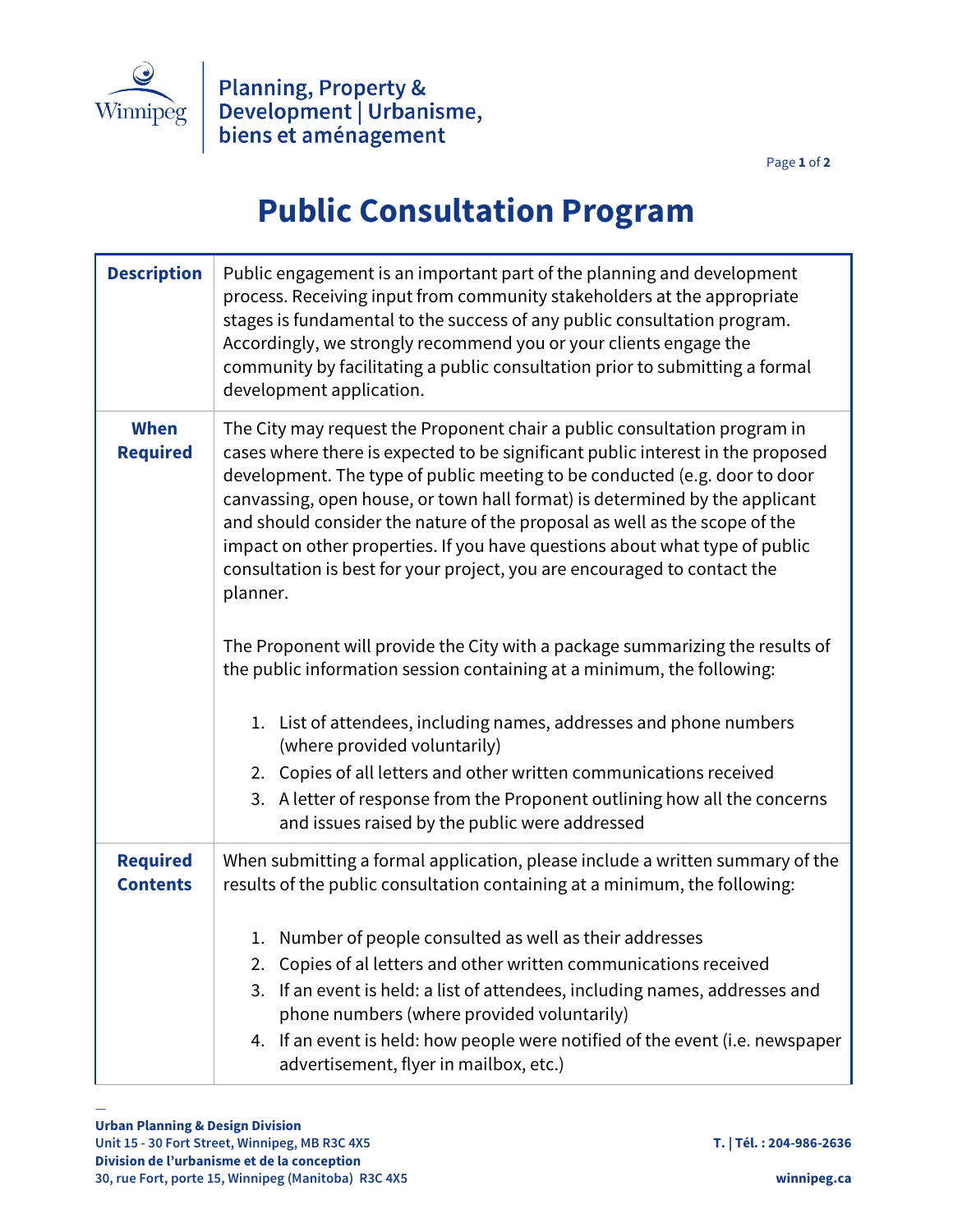Planning, Property & Development | Urbanisme, biens et aménagement

# Public Consultation Program

| | |
|---|---|
| **Description** | Public engagement is an important part of the planning and development process. Receiving input from community stakeholders at the appropriate stages is fundamental to the success of any public consultation program. Accordingly, we strongly recommend you or your clients engage the community by facilitating a public consultation prior to submitting a formal development application. |
| **When Required** | The City may request the Proponent chair a public consultation program in cases where there is expected to be significant public interest in the proposed development. The type of public meeting to be conducted (e.g. door to door canvassing, open house, or town hall format) is determined by the applicant and should consider the nature of the proposal as well as the scope of the impact on other properties. If you have questions about what type of public consultation is best for your project, you are encouraged to contact the planner.<br><br>The Proponent will provide the City with a package summarizing the results of the public information session containing at a minimum, the following:<br><br>1. List of attendees, including names, addresses and phone numbers (where provided voluntarily)<br>2. Copies of all letters and other written communications received<br>3. A letter of response from the Proponent outlining how all the concerns and issues raised by the public were addressed |
| **Required Contents** | When submitting a formal application, please include a written summary of the results of the public consultation containing at a minimum, the following:<br><br>1. Number of people consulted as well as their addresses<br>2. Copies of al letters and other written communications received<br>3. If an event is held: a list of attendees, including names, addresses and phone numbers (where provided voluntarily)<br>4. If an event is held: how people were notified of the event (i.e. newspaper advertisement, flyer in mailbox, etc.) |

**Urban Planning & Design Division**
Unit 15 - 30 Fort Street, Winnipeg, MB R3C 4X5
**Division de l'urbanisme et de la conception**
30, rue Fort, porte 15, Winnipeg (Manitoba) R3C 4X5

T. | Tél. : 204-986-2636
winnipeg.ca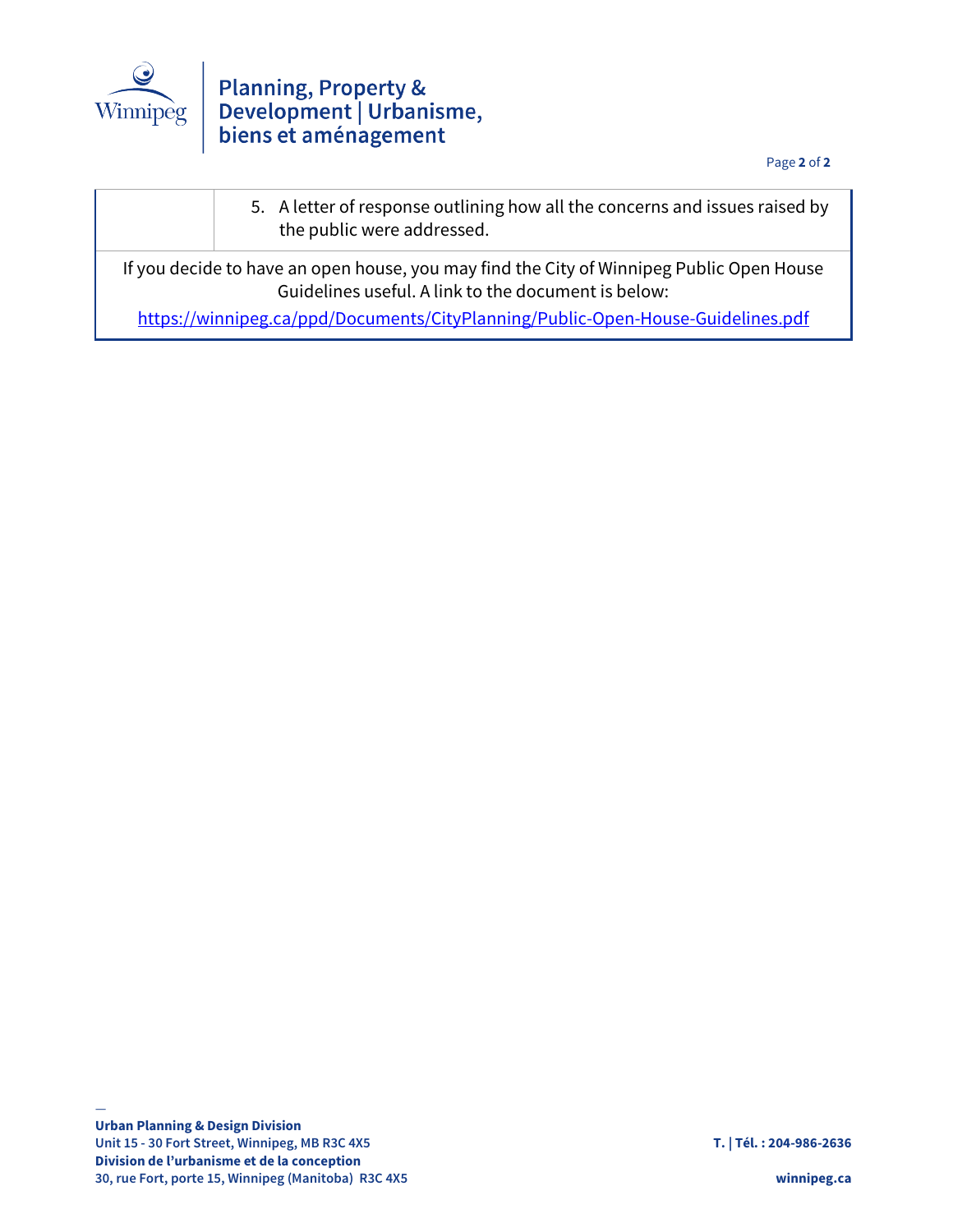| | |
|---|---|
| | 5. A letter of response outlining how all the concerns and issues raised by the public were addressed. |

If you decide to have an open house, you may find the City of Winnipeg Public Open House Guidelines useful. A link to the document is below:

https://winnipeg.ca/ppd/Documents/CityPlanning/Public-Open-House-Guidelines.pdf